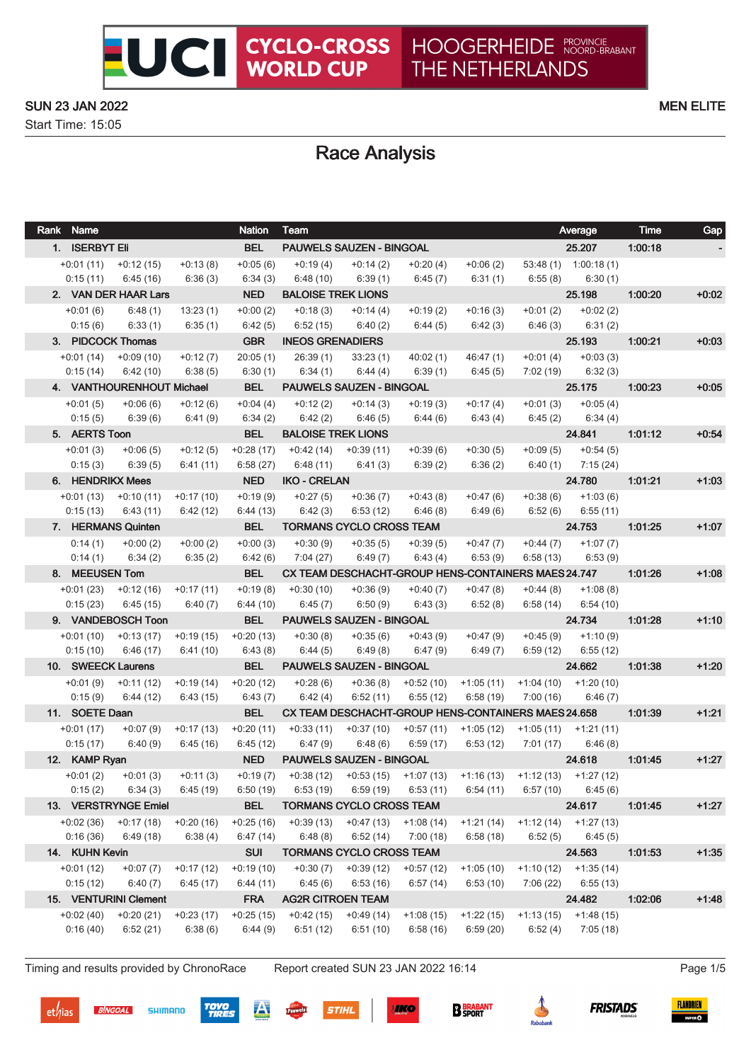# UCI CYCLO-CROSS WORLD CUP HOOGERHEIDE PROVINCIE NOORD-BRABANT THE NETHERLANDS

SUN 23 JAN 2022 — MEN ELITE

Start Time: 15:05

## Race Analysis

| Rank | Name | | | Nation | Team | | | | | Average | Time | Gap |
|---|---|---|---|---|---|---|---|---|---|---|---|---|
| 1. | ISERBYT Eli | | | BEL | PAUWELS SAUZEN - BINGOAL | | | | | 25.207 | 1:00:18 | - |
| +0:01 (11) | +0:12 (15) | +0:13 (8) | +0:05 (6) | +0:19 (4) | +0:14 (2) | +0:20 (4) | +0:06 (2) | 53:48 (1) | 1:00:18 (1) | | | |
| 0:15 (11) | 6:45 (16) | 6:36 (3) | 6:34 (3) | 6:48 (10) | 6:39 (1) | 6:45 (7) | 6:31 (1) | 6:55 (8) | 6:30 (1) | | | |
| 2. | VAN DER HAAR Lars | | | NED | BALOISE TREK LIONS | | | | | 25.198 | 1:00:20 | +0:02 |
| +0:01 (6) | 6:48 (1) | 13:23 (1) | +0:00 (2) | +0:18 (3) | +0:14 (4) | +0:19 (2) | +0:16 (3) | +0:01 (2) | +0:02 (2) | | | |
| 0:15 (6) | 6:33 (1) | 6:35 (1) | 6:42 (5) | 6:52 (15) | 6:40 (2) | 6:44 (5) | 6:42 (3) | 6:46 (3) | 6:31 (2) | | | |
| 3. | PIDCOCK Thomas | | | GBR | INEOS GRENADIERS | | | | | 25.193 | 1:00:21 | +0:03 |
| +0:01 (14) | +0:09 (10) | +0:12 (7) | 20:05 (1) | 26:39 (1) | 33:23 (1) | 40:02 (1) | 46:47 (1) | +0:01 (4) | +0:03 (3) | | | |
| 0:15 (14) | 6:42 (10) | 6:38 (5) | 6:30 (1) | 6:34 (1) | 6:44 (4) | 6:39 (1) | 6:45 (5) | 7:02 (19) | 6:32 (3) | | | |
| 4. | VANTHOURENHOUT Michael | | | BEL | PAUWELS SAUZEN - BINGOAL | | | | | 25.175 | 1:00:23 | +0:05 |
| +0:01 (5) | +0:06 (6) | +0:12 (6) | +0:04 (4) | +0:12 (2) | +0:14 (3) | +0:19 (3) | +0:17 (4) | +0:01 (3) | +0:05 (4) | | | |
| 0:15 (5) | 6:39 (6) | 6:41 (9) | 6:34 (2) | 6:42 (2) | 6:46 (5) | 6:44 (6) | 6:43 (4) | 6:45 (2) | 6:34 (4) | | | |
| 5. | AERTS Toon | | | BEL | BALOISE TREK LIONS | | | | | 24.841 | 1:01:12 | +0:54 |
| +0:01 (3) | +0:06 (5) | +0:12 (5) | +0:28 (17) | +0:42 (14) | +0:39 (11) | +0:39 (6) | +0:30 (5) | +0:09 (5) | +0:54 (5) | | | |
| 0:15 (3) | 6:39 (5) | 6:41 (11) | 6:58 (27) | 6:48 (11) | 6:41 (3) | 6:39 (2) | 6:36 (2) | 6:40 (1) | 7:15 (24) | | | |
| 6. | HENDRIKX Mees | | | NED | IKO - CRELAN | | | | | 24.780 | 1:01:21 | +1:03 |
| +0:01 (13) | +0:10 (11) | +0:17 (10) | +0:19 (9) | +0:27 (5) | +0:36 (7) | +0:43 (8) | +0:47 (6) | +0:38 (6) | +1:03 (6) | | | |
| 0:15 (13) | 6:43 (11) | 6:42 (12) | 6:44 (13) | 6:42 (3) | 6:53 (12) | 6:46 (8) | 6:49 (6) | 6:52 (6) | 6:55 (11) | | | |
| 7. | HERMANS Quinten | | | BEL | TORMANS CYCLO CROSS TEAM | | | | | 24.753 | 1:01:25 | +1:07 |
| 0:14 (1) | +0:00 (2) | +0:00 (2) | +0:00 (3) | +0:30 (9) | +0:35 (5) | +0:39 (5) | +0:47 (7) | +0:44 (7) | +1:07 (7) | | | |
| 0:14 (1) | 6:34 (2) | 6:35 (2) | 6:42 (6) | 7:04 (27) | 6:49 (7) | 6:43 (4) | 6:53 (9) | 6:58 (13) | 6:53 (9) | | | |
| 8. | MEEUSEN Tom | | | BEL | CX TEAM DESCHACHT-GROUP HENS-CONTAINERS MAES | | | | | 24.747 | 1:01:26 | +1:08 |
| +0:01 (23) | +0:12 (16) | +0:17 (11) | +0:19 (8) | +0:30 (10) | +0:36 (9) | +0:40 (7) | +0:47 (8) | +0:44 (8) | +1:08 (8) | | | |
| 0:15 (23) | 6:45 (15) | 6:40 (7) | 6:44 (10) | 6:45 (7) | 6:50 (9) | 6:43 (3) | 6:52 (8) | 6:58 (14) | 6:54 (10) | | | |
| 9. | VANDEBOSCH Toon | | | BEL | PAUWELS SAUZEN - BINGOAL | | | | | 24.734 | 1:01:28 | +1:10 |
| +0:01 (10) | +0:13 (17) | +0:19 (15) | +0:20 (13) | +0:30 (8) | +0:35 (6) | +0:43 (9) | +0:47 (9) | +0:45 (9) | +1:10 (9) | | | |
| 0:15 (10) | 6:46 (17) | 6:41 (10) | 6:43 (8) | 6:44 (5) | 6:49 (8) | 6:47 (9) | 6:49 (7) | 6:59 (12) | 6:55 (12) | | | |
| 10. | SWEECK Laurens | | | BEL | PAUWELS SAUZEN - BINGOAL | | | | | 24.662 | 1:01:38 | +1:20 |
| +0:01 (9) | +0:11 (12) | +0:19 (14) | +0:20 (12) | +0:28 (6) | +0:36 (8) | +0:52 (10) | +1:05 (11) | +1:04 (10) | +1:20 (10) | | | |
| 0:15 (9) | 6:44 (12) | 6:43 (15) | 6:43 (7) | 6:42 (4) | 6:52 (11) | 6:55 (12) | 6:58 (19) | 7:00 (16) | 6:46 (7) | | | |
| 11. | SOETE Daan | | | BEL | CX TEAM DESCHACHT-GROUP HENS-CONTAINERS MAES | | | | | 24.658 | 1:01:39 | +1:21 |
| +0:01 (17) | +0:07 (9) | +0:17 (13) | +0:20 (11) | +0:33 (11) | +0:37 (10) | +0:57 (11) | +1:05 (12) | +1:05 (11) | +1:21 (11) | | | |
| 0:15 (17) | 6:40 (9) | 6:45 (16) | 6:45 (12) | 6:47 (9) | 6:48 (6) | 6:59 (17) | 6:53 (12) | 7:01 (17) | 6:46 (8) | | | |
| 12. | KAMP Ryan | | | NED | PAUWELS SAUZEN - BINGOAL | | | | | 24.618 | 1:01:45 | +1:27 |
| +0:01 (2) | +0:01 (3) | +0:11 (3) | +0:19 (7) | +0:38 (12) | +0:53 (15) | +1:07 (13) | +1:16 (13) | +1:12 (13) | +1:27 (12) | | | |
| 0:15 (2) | 6:34 (3) | 6:45 (19) | 6:50 (19) | 6:53 (19) | 6:59 (19) | 6:53 (11) | 6:54 (11) | 6:57 (10) | 6:45 (6) | | | |
| 13. | VERSTRYNGE Emiel | | | BEL | TORMANS CYCLO CROSS TEAM | | | | | 24.617 | 1:01:45 | +1:27 |
| +0:02 (36) | +0:17 (18) | +0:20 (16) | +0:25 (16) | +0:39 (13) | +0:47 (13) | +1:08 (14) | +1:21 (14) | +1:12 (14) | +1:27 (13) | | | |
| 0:16 (36) | 6:49 (18) | 6:38 (4) | 6:47 (14) | 6:48 (8) | 6:52 (14) | 7:00 (18) | 6:58 (18) | 6:52 (5) | 6:45 (5) | | | |
| 14. | KUHN Kevin | | | SUI | TORMANS CYCLO CROSS TEAM | | | | | 24.563 | 1:01:53 | +1:35 |
| +0:01 (12) | +0:07 (7) | +0:17 (12) | +0:19 (10) | +0:30 (7) | +0:39 (12) | +0:57 (12) | +1:05 (10) | +1:10 (12) | +1:35 (14) | | | |
| 0:15 (12) | 6:40 (7) | 6:45 (17) | 6:44 (11) | 6:45 (6) | 6:53 (16) | 6:57 (14) | 6:53 (10) | 7:06 (22) | 6:55 (13) | | | |
| 15. | VENTURINI Clement | | | FRA | AG2R CITROEN TEAM | | | | | 24.482 | 1:02:06 | +1:48 |
| +0:02 (40) | +0:20 (21) | +0:23 (17) | +0:25 (15) | +0:42 (15) | +0:49 (14) | +1:08 (15) | +1:22 (15) | +1:13 (15) | +1:48 (15) | | | |
| 0:16 (40) | 6:52 (21) | 6:38 (6) | 6:44 (9) | 6:51 (12) | 6:51 (10) | 6:58 (16) | 6:59 (20) | 6:52 (4) | 7:05 (18) | | | |

Timing and results provided by ChronoRace — Report created SUN 23 JAN 2022 16:14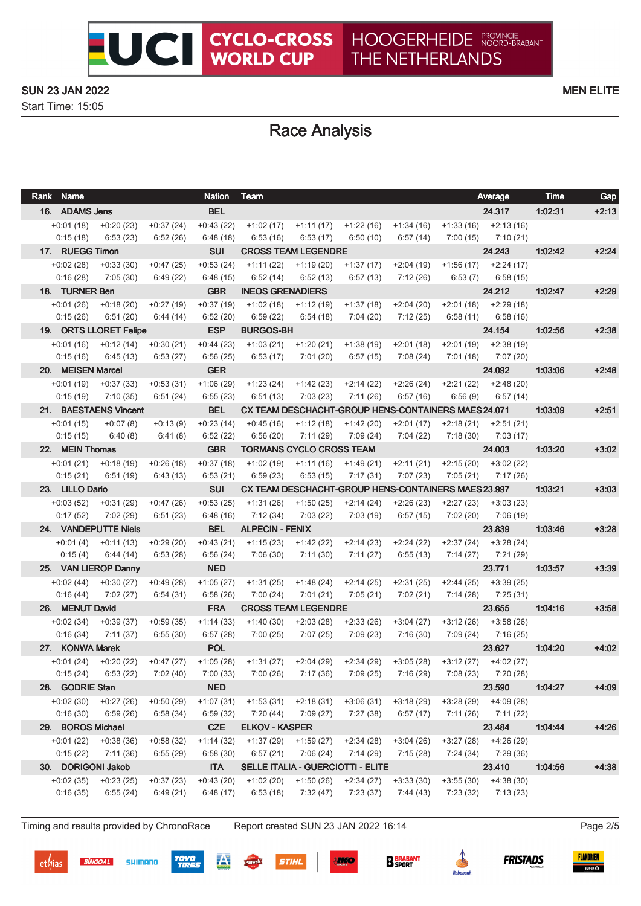# UCI CYCLO-CROSS WORLD CUP — HOOGERHEIDE, THE NETHERLANDS (PROVINCIE NOORD-BRABANT)

SUN 23 JAN 2022 — MEN ELITE

Start Time: 15:05

## Race Analysis

| Rank | Name | Nation | Team | Average | Time | Gap |
|---|---|---|---|---|---|---|
| 16. | ADAMS Jens | BEL | | 24.317 | 1:02:31 | +2:13 |
| | +0:01 (18) · +0:20 (23) · +0:37 (24) · +0:43 (22) · +1:02 (17) · +1:11 (17) · +1:22 (16) · +1:34 (16) · +1:33 (16) · +2:13 (16) | | | | | |
| | 0:15 (18) · 6:53 (23) · 6:52 (26) · 6:48 (18) · 6:53 (16) · 6:53 (17) · 6:50 (10) · 6:57 (14) · 7:00 (15) · 7:10 (21) | | | | | |
| 17. | RUEGG Timon | SUI | CROSS TEAM LEGENDRE | 24.243 | 1:02:42 | +2:24 |
| | +0:02 (28) · +0:33 (30) · +0:47 (25) · +0:53 (24) · +1:11 (22) · +1:19 (20) · +1:37 (17) · +2:04 (19) · +1:56 (17) · +2:24 (17) | | | | | |
| | 0:16 (28) · 7:05 (30) · 6:49 (22) · 6:48 (15) · 6:52 (14) · 6:52 (13) · 6:57 (13) · 7:12 (26) · 6:53 (7) · 6:58 (15) | | | | | |
| 18. | TURNER Ben | GBR | INEOS GRENADIERS | 24.212 | 1:02:47 | +2:29 |
| | +0:01 (26) · +0:18 (20) · +0:27 (19) · +0:37 (19) · +1:02 (18) · +1:12 (19) · +1:37 (18) · +2:04 (20) · +2:01 (18) · +2:29 (18) | | | | | |
| | 0:15 (26) · 6:51 (20) · 6:44 (14) · 6:52 (20) · 6:59 (22) · 6:54 (18) · 7:04 (20) · 7:12 (25) · 6:58 (11) · 6:58 (16) | | | | | |
| 19. | ORTS LLORET Felipe | ESP | BURGOS-BH | 24.154 | 1:02:56 | +2:38 |
| | +0:01 (16) · +0:12 (14) · +0:30 (21) · +0:44 (23) · +1:03 (21) · +1:20 (21) · +1:38 (19) · +2:01 (18) · +2:01 (19) · +2:38 (19) | | | | | |
| | 0:15 (16) · 6:45 (13) · 6:53 (27) · 6:56 (25) · 6:53 (17) · 7:01 (20) · 6:57 (15) · 7:08 (24) · 7:01 (18) · 7:07 (20) | | | | | |
| 20. | MEISEN Marcel | GER | | 24.092 | 1:03:06 | +2:48 |
| | +0:01 (19) · +0:37 (33) · +0:53 (31) · +1:06 (29) · +1:23 (24) · +1:42 (23) · +2:14 (22) · +2:26 (24) · +2:21 (22) · +2:48 (20) | | | | | |
| | 0:15 (19) · 7:10 (35) · 6:51 (24) · 6:55 (23) · 6:51 (13) · 7:03 (23) · 7:11 (26) · 6:57 (16) · 6:56 (9) · 6:57 (14) | | | | | |
| 21. | BAESTAENS Vincent | BEL | CX TEAM DESCHACHT-GROUP HENS-CONTAINERS MAES | 24.071 | 1:03:09 | +2:51 |
| | +0:01 (15) · +0:07 (8) · +0:13 (9) · +0:23 (14) · +0:45 (16) · +1:12 (18) · +1:42 (20) · +2:01 (17) · +2:18 (21) · +2:51 (21) | | | | | |
| | 0:15 (15) · 6:40 (8) · 6:41 (8) · 6:52 (22) · 6:56 (20) · 7:11 (29) · 7:09 (24) · 7:04 (22) · 7:18 (30) · 7:03 (17) | | | | | |
| 22. | MEIN Thomas | GBR | TORMANS CYCLO CROSS TEAM | 24.003 | 1:03:20 | +3:02 |
| | +0:01 (21) · +0:18 (19) · +0:26 (18) · +0:37 (18) · +1:02 (19) · +1:11 (16) · +1:49 (21) · +2:11 (21) · +2:15 (20) · +3:02 (22) | | | | | |
| | 0:15 (21) · 6:51 (19) · 6:43 (13) · 6:53 (21) · 6:59 (23) · 6:53 (15) · 7:17 (31) · 7:07 (23) · 7:05 (21) · 7:17 (26) | | | | | |
| 23. | LILLO Dario | SUI | CX TEAM DESCHACHT-GROUP HENS-CONTAINERS MAES | 23.997 | 1:03:21 | +3:03 |
| | +0:03 (52) · +0:31 (29) · +0:47 (26) · +0:53 (25) · +1:31 (26) · +1:50 (25) · +2:14 (24) · +2:26 (23) · +2:27 (23) · +3:03 (23) | | | | | |
| | 0:17 (52) · 7:02 (29) · 6:51 (23) · 6:48 (16) · 7:12 (34) · 7:03 (22) · 7:03 (19) · 6:57 (15) · 7:02 (20) · 7:06 (19) | | | | | |
| 24. | VANDEPUTTE Niels | BEL | ALPECIN - FENIX | 23.839 | 1:03:46 | +3:28 |
| | +0:01 (4) · +0:11 (13) · +0:29 (20) · +0:43 (21) · +1:15 (23) · +1:42 (22) · +2:14 (23) · +2:24 (22) · +2:37 (24) · +3:28 (24) | | | | | |
| | 0:15 (4) · 6:44 (14) · 6:53 (28) · 6:56 (24) · 7:06 (30) · 7:11 (30) · 7:11 (27) · 6:55 (13) · 7:14 (27) · 7:21 (29) | | | | | |
| 25. | VAN LIEROP Danny | NED | | 23.771 | 1:03:57 | +3:39 |
| | +0:02 (44) · +0:30 (27) · +0:49 (28) · +1:05 (27) · +1:31 (25) · +1:48 (24) · +2:14 (25) · +2:31 (25) · +2:44 (25) · +3:39 (25) | | | | | |
| | 0:16 (44) · 7:02 (27) · 6:54 (31) · 6:58 (26) · 7:00 (24) · 7:01 (21) · 7:05 (21) · 7:02 (21) · 7:14 (28) · 7:25 (31) | | | | | |
| 26. | MENUT David | FRA | CROSS TEAM LEGENDRE | 23.655 | 1:04:16 | +3:58 |
| | +0:02 (34) · +0:39 (37) · +0:59 (35) · +1:14 (33) · +1:40 (30) · +2:03 (28) · +2:33 (26) · +3:04 (27) · +3:12 (26) · +3:58 (26) | | | | | |
| | 0:16 (34) · 7:11 (37) · 6:55 (30) · 6:57 (28) · 7:00 (25) · 7:07 (25) · 7:09 (23) · 7:16 (30) · 7:09 (24) · 7:16 (25) | | | | | |
| 27. | KONWA Marek | POL | | 23.627 | 1:04:20 | +4:02 |
| | +0:01 (24) · +0:20 (22) · +0:47 (27) · +1:05 (28) · +1:31 (27) · +2:04 (29) · +2:34 (29) · +3:05 (28) · +3:12 (27) · +4:02 (27) | | | | | |
| | 0:15 (24) · 6:53 (22) · 7:02 (40) · 7:00 (33) · 7:00 (26) · 7:17 (36) · 7:09 (25) · 7:16 (29) · 7:08 (23) · 7:20 (28) | | | | | |
| 28. | GODRIE Stan | NED | | 23.590 | 1:04:27 | +4:09 |
| | +0:02 (30) · +0:27 (26) · +0:50 (29) · +1:07 (31) · +1:53 (31) · +2:18 (31) · +3:06 (31) · +3:18 (29) · +3:28 (29) · +4:09 (28) | | | | | |
| | 0:16 (30) · 6:59 (26) · 6:58 (34) · 6:59 (32) · 7:20 (44) · 7:09 (27) · 7:27 (38) · 6:57 (17) · 7:11 (26) · 7:11 (22) | | | | | |
| 29. | BOROS Michael | CZE | ELKOV - KASPER | 23.484 | 1:04:44 | +4:26 |
| | +0:01 (22) · +0:38 (36) · +0:58 (32) · +1:14 (32) · +1:37 (29) · +1:59 (27) · +2:34 (28) · +3:04 (26) · +3:27 (28) · +4:26 (29) | | | | | |
| | 0:15 (22) · 7:11 (36) · 6:55 (29) · 6:58 (30) · 6:57 (21) · 7:06 (24) · 7:14 (29) · 7:15 (28) · 7:24 (34) · 7:29 (36) | | | | | |
| 30. | DORIGONI Jakob | ITA | SELLE ITALIA - GUERCIOTTI - ELITE | 23.410 | 1:04:56 | +4:38 |
| | +0:02 (35) · +0:23 (25) · +0:37 (23) · +0:43 (20) · +1:02 (20) · +1:50 (26) · +2:34 (27) · +3:33 (30) · +3:55 (30) · +4:38 (30) | | | | | |
| | 0:16 (35) · 6:55 (24) · 6:49 (21) · 6:48 (17) · 6:53 (18) · 7:32 (47) · 7:23 (37) · 7:44 (43) · 7:23 (32) · 7:13 (23) | | | | | |

Timing and results provided by ChronoRace — Report created SUN 23 JAN 2022 16:14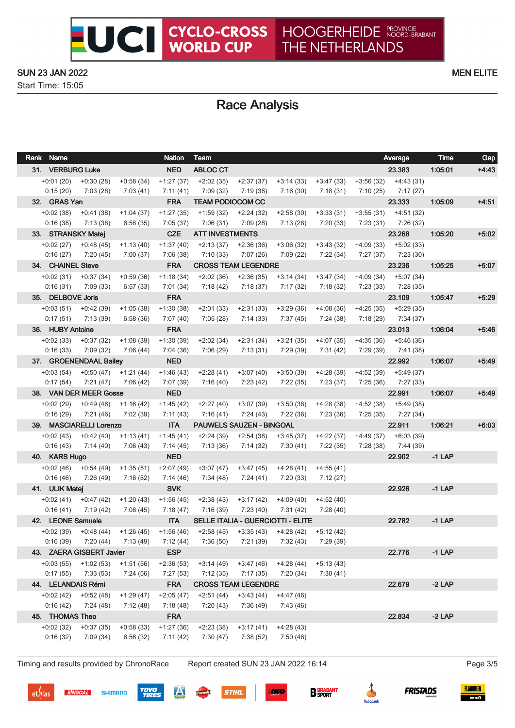UCI CYCLO-CROSS WORLD CUP — HOOGERHEIDE PROVINCIE NOORD-BRABANT, THE NETHERLANDS

SUN 23 JAN 2022 — MEN ELITE

Start Time: 15:05

# Race Analysis

| Rank | Name | | | Nation | Team | | | | | Average | Time | Gap |
|---|---|---|---|---|---|---|---|---|---|---|---|---|
| 31. | VERBURG Luke | | | NED | ABLOC CT | | | | | 23.383 | 1:05:01 | +4:43 |
| +0:01 (20) | +0:30 (28) | +0:58 (34) | +1:27 (37) | +2:02 (35) | +2:37 (37) | +3:14 (33) | +3:47 (33) | +3:56 (32) | +4:43 (31) | | | |
| 0:15 (20) | 7:03 (28) | 7:03 (41) | 7:11 (41) | 7:09 (32) | 7:19 (38) | 7:16 (30) | 7:18 (31) | 7:10 (25) | 7:17 (27) | | | |
| 32. | GRAS Yan | | | FRA | TEAM PODIOCOM CC | | | | | 23.333 | 1:05:09 | +4:51 |
| +0:02 (38) | +0:41 (38) | +1:04 (37) | +1:27 (35) | +1:59 (32) | +2:24 (32) | +2:58 (30) | +3:33 (31) | +3:55 (31) | +4:51 (32) | | | |
| 0:16 (38) | 7:13 (38) | 6:58 (35) | 7:05 (37) | 7:06 (31) | 7:09 (28) | 7:13 (28) | 7:20 (33) | 7:23 (31) | 7:26 (32) | | | |
| 33. | STRANSKY Matej | | | CZE | ATT INVESTMENTS | | | | | 23.268 | 1:05:20 | +5:02 |
| +0:02 (27) | +0:48 (45) | +1:13 (40) | +1:37 (40) | +2:13 (37) | +2:36 (36) | +3:06 (32) | +3:43 (32) | +4:09 (33) | +5:02 (33) | | | |
| 0:16 (27) | 7:20 (45) | 7:00 (37) | 7:06 (38) | 7:10 (33) | 7:07 (26) | 7:09 (22) | 7:22 (34) | 7:27 (37) | 7:23 (30) | | | |
| 34. | CHAINEL Steve | | | FRA | CROSS TEAM LEGENDRE | | | | | 23.236 | 1:05:25 | +5:07 |
| +0:02 (31) | +0:37 (34) | +0:59 (36) | +1:18 (34) | +2:02 (36) | +2:36 (35) | +3:14 (34) | +3:47 (34) | +4:09 (34) | +5:07 (34) | | | |
| 0:16 (31) | 7:09 (33) | 6:57 (33) | 7:01 (34) | 7:18 (42) | 7:18 (37) | 7:17 (32) | 7:18 (32) | 7:23 (33) | 7:28 (35) | | | |
| 35. | DELBOVE Joris | | | FRA | | | | | | 23.109 | 1:05:47 | +5:29 |
| +0:03 (51) | +0:42 (39) | +1:05 (38) | +1:30 (38) | +2:01 (33) | +2:31 (33) | +3:29 (36) | +4:08 (36) | +4:25 (35) | +5:29 (35) | | | |
| 0:17 (51) | 7:13 (39) | 6:58 (36) | 7:07 (40) | 7:05 (28) | 7:14 (33) | 7:37 (45) | 7:24 (38) | 7:18 (29) | 7:34 (37) | | | |
| 36. | HUBY Antoine | | | FRA | | | | | | 23.013 | 1:06:04 | +5:46 |
| +0:02 (33) | +0:37 (32) | +1:08 (39) | +1:30 (39) | +2:02 (34) | +2:31 (34) | +3:21 (35) | +4:07 (35) | +4:35 (36) | +5:46 (36) | | | |
| 0:16 (33) | 7:09 (32) | 7:06 (44) | 7:04 (36) | 7:06 (29) | 7:13 (31) | 7:29 (39) | 7:31 (42) | 7:29 (39) | 7:41 (38) | | | |
| 37. | GROENENDAAL Bailey | | | NED | | | | | | 22.992 | 1:06:07 | +5:49 |
| +0:03 (54) | +0:50 (47) | +1:21 (44) | +1:46 (43) | +2:28 (41) | +3:07 (40) | +3:50 (39) | +4:28 (39) | +4:52 (39) | +5:49 (37) | | | |
| 0:17 (54) | 7:21 (47) | 7:06 (42) | 7:07 (39) | 7:16 (40) | 7:23 (42) | 7:22 (35) | 7:23 (37) | 7:25 (36) | 7:27 (33) | | | |
| 38. | VAN DER MEER Gosse | | | NED | | | | | | 22.991 | 1:06:07 | +5:49 |
| +0:02 (29) | +0:49 (46) | +1:16 (42) | +1:45 (42) | +2:27 (40) | +3:07 (39) | +3:50 (38) | +4:28 (38) | +4:52 (38) | +5:49 (38) | | | |
| 0:16 (29) | 7:21 (46) | 7:02 (39) | 7:11 (43) | 7:16 (41) | 7:24 (43) | 7:22 (36) | 7:23 (36) | 7:25 (35) | 7:27 (34) | | | |
| 39. | MASCIARELLI Lorenzo | | | ITA | PAUWELS SAUZEN - BINGOAL | | | | | 22.911 | 1:06:21 | +6:03 |
| +0:02 (43) | +0:42 (40) | +1:13 (41) | +1:45 (41) | +2:24 (39) | +2:54 (38) | +3:45 (37) | +4:22 (37) | +4:49 (37) | +6:03 (39) | | | |
| 0:16 (43) | 7:14 (40) | 7:06 (43) | 7:14 (45) | 7:13 (36) | 7:14 (32) | 7:30 (41) | 7:22 (35) | 7:28 (38) | 7:44 (39) | | | |
| 40. | KARS Hugo | | | NED | | | | | | 22.902 | -1 LAP | |
| +0:02 (46) | +0:54 (49) | +1:35 (51) | +2:07 (49) | +3:07 (47) | +3:47 (45) | +4:28 (41) | +4:55 (41) | | | | | |
| 0:16 (46) | 7:26 (49) | 7:16 (52) | 7:14 (46) | 7:34 (48) | 7:24 (41) | 7:20 (33) | 7:12 (27) | | | | | |
| 41. | ULIK Matej | | | SVK | | | | | | 22.926 | -1 LAP | |
| +0:02 (41) | +0:47 (42) | +1:20 (43) | +1:56 (45) | +2:38 (43) | +3:17 (42) | +4:09 (40) | +4:52 (40) | | | | | |
| 0:16 (41) | 7:19 (42) | 7:08 (45) | 7:18 (47) | 7:16 (39) | 7:23 (40) | 7:31 (42) | 7:28 (40) | | | | | |
| 42. | LEONE Samuele | | | ITA | SELLE ITALIA - GUERCIOTTI - ELITE | | | | | 22.782 | -1 LAP | |
| +0:02 (39) | +0:48 (44) | +1:26 (45) | +1:56 (46) | +2:58 (45) | +3:35 (43) | +4:28 (42) | +5:12 (42) | | | | | |
| 0:16 (39) | 7:20 (44) | 7:13 (49) | 7:12 (44) | 7:36 (50) | 7:21 (39) | 7:32 (43) | 7:29 (39) | | | | | |
| 43. | ZAERA GISBERT Javier | | | ESP | | | | | | 22.776 | -1 LAP | |
| +0:03 (55) | +1:02 (53) | +1:51 (56) | +2:36 (53) | +3:14 (49) | +3:47 (46) | +4:28 (44) | +5:13 (43) | | | | | |
| 0:17 (55) | 7:33 (53) | 7:24 (56) | 7:27 (53) | 7:12 (35) | 7:17 (35) | 7:20 (34) | 7:30 (41) | | | | | |
| 44. | LELANDAIS Rémi | | | FRA | CROSS TEAM LEGENDRE | | | | | 22.679 | -2 LAP | |
| +0:02 (42) | +0:52 (48) | +1:29 (47) | +2:05 (47) | +2:51 (44) | +3:43 (44) | +4:47 (46) | | | | | | |
| 0:16 (42) | 7:24 (48) | 7:12 (48) | 7:18 (48) | 7:20 (43) | 7:36 (49) | 7:43 (46) | | | | | | |
| 45. | THOMAS Theo | | | FRA | | | | | | 22.834 | -2 LAP | |
| +0:02 (32) | +0:37 (35) | +0:58 (33) | +1:27 (36) | +2:23 (38) | +3:17 (41) | +4:28 (43) | | | | | | |
| 0:16 (32) | 7:09 (34) | 6:56 (32) | 7:11 (42) | 7:30 (47) | 7:38 (52) | 7:50 (48) | | | | | | |

Timing and results provided by ChronoRace — Report created SUN 23 JAN 2022 16:14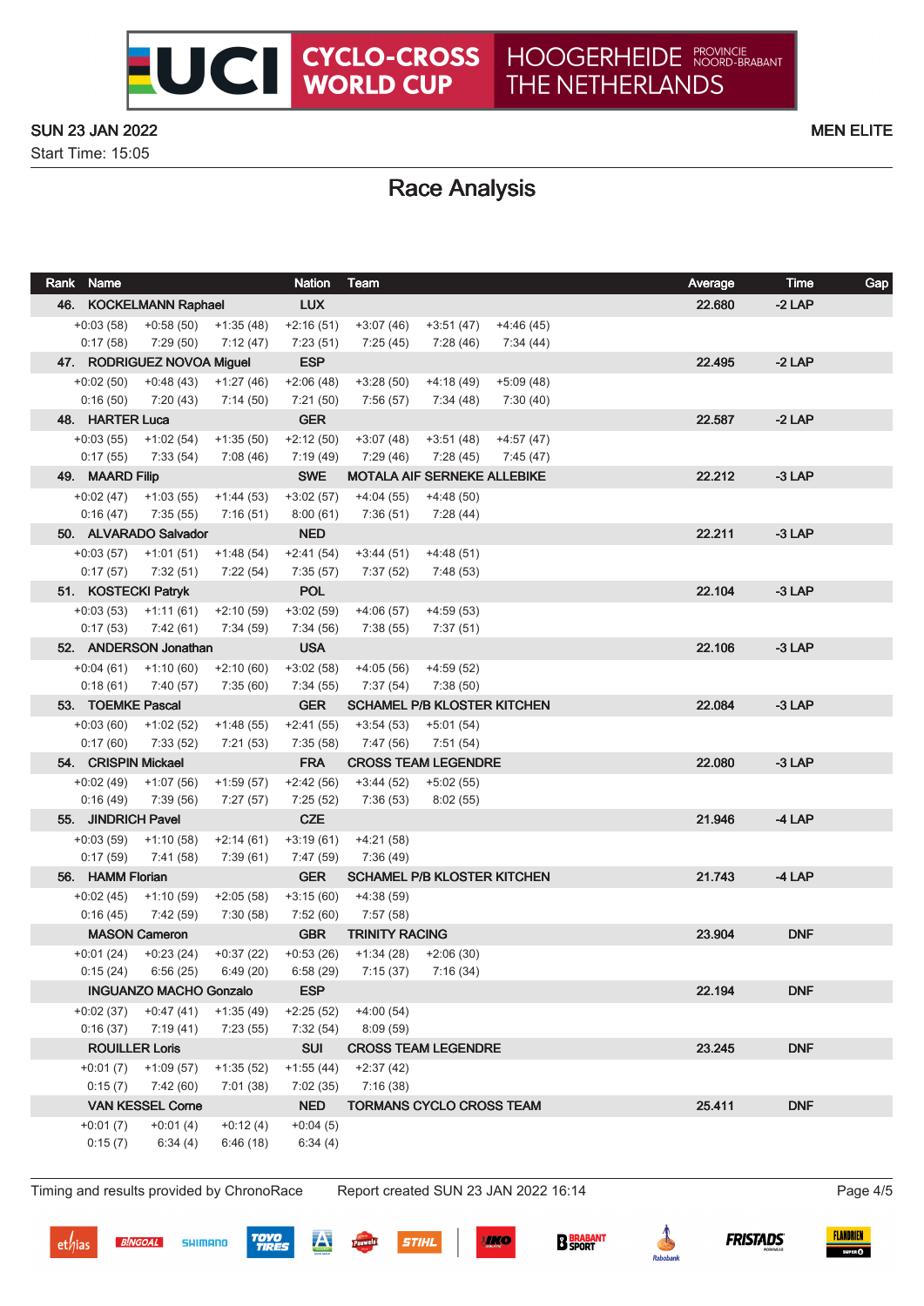# UCI CYCLO-CROSS WORLD CUP — HOOGERHEIDE PROVINCIE NOORD-BRABANT, THE NETHERLANDS

SUN 23 JAN 2022 — MEN ELITE

Start Time: 15:05

## Race Analysis

| Rank | Name | Nation | Team | | | | Average | Time | Gap |
|---|---|---|---|---|---|---|---|---|---|
| 46. | KOCKELMANN Raphael | LUX | | | | | 22.680 | -2 LAP | |
| +0:03 (58) | +0:58 (50) | +1:35 (48) | +2:16 (51) | +3:07 (46) | +3:51 (47) | +4:46 (45) | | | |
| 0:17 (58) | 7:29 (50) | 7:12 (47) | 7:23 (51) | 7:25 (45) | 7:28 (46) | 7:34 (44) | | | |
| 47. | RODRIGUEZ NOVOA Miguel | ESP | | | | | 22.495 | -2 LAP | |
| +0:02 (50) | +0:48 (43) | +1:27 (46) | +2:06 (48) | +3:28 (50) | +4:18 (49) | +5:09 (48) | | | |
| 0:16 (50) | 7:20 (43) | 7:14 (50) | 7:21 (50) | 7:56 (57) | 7:34 (48) | 7:30 (40) | | | |
| 48. | HARTER Luca | GER | | | | | 22.587 | -2 LAP | |
| +0:03 (55) | +1:02 (54) | +1:35 (50) | +2:12 (50) | +3:07 (48) | +3:51 (48) | +4:57 (47) | | | |
| 0:17 (55) | 7:33 (54) | 7:08 (46) | 7:19 (49) | 7:29 (46) | 7:28 (45) | 7:45 (47) | | | |
| 49. | MAARD Filip | SWE | MOTALA AIF SERNEKE ALLEBIKE | | | | 22.212 | -3 LAP | |
| +0:02 (47) | +1:03 (55) | +1:44 (53) | +3:02 (57) | +4:04 (55) | +4:48 (50) | | | | |
| 0:16 (47) | 7:35 (55) | 7:16 (51) | 8:00 (61) | 7:36 (51) | 7:28 (44) | | | | |
| 50. | ALVARADO Salvador | NED | | | | | 22.211 | -3 LAP | |
| +0:03 (57) | +1:01 (51) | +1:48 (54) | +2:41 (54) | +3:44 (51) | +4:48 (51) | | | | |
| 0:17 (57) | 7:32 (51) | 7:22 (54) | 7:35 (57) | 7:37 (52) | 7:48 (53) | | | | |
| 51. | KOSTECKI Patryk | POL | | | | | 22.104 | -3 LAP | |
| +0:03 (53) | +1:11 (61) | +2:10 (59) | +3:02 (59) | +4:06 (57) | +4:59 (53) | | | | |
| 0:17 (53) | 7:42 (61) | 7:34 (59) | 7:34 (56) | 7:38 (55) | 7:37 (51) | | | | |
| 52. | ANDERSON Jonathan | USA | | | | | 22.106 | -3 LAP | |
| +0:04 (61) | +1:10 (60) | +2:10 (60) | +3:02 (58) | +4:05 (56) | +4:59 (52) | | | | |
| 0:18 (61) | 7:40 (57) | 7:35 (60) | 7:34 (55) | 7:37 (54) | 7:38 (50) | | | | |
| 53. | TOEMKE Pascal | GER | SCHAMEL P/B KLOSTER KITCHEN | | | | 22.084 | -3 LAP | |
| +0:03 (60) | +1:02 (52) | +1:48 (55) | +2:41 (55) | +3:54 (53) | +5:01 (54) | | | | |
| 0:17 (60) | 7:33 (52) | 7:21 (53) | 7:35 (58) | 7:47 (56) | 7:51 (54) | | | | |
| 54. | CRISPIN Mickael | FRA | CROSS TEAM LEGENDRE | | | | 22.080 | -3 LAP | |
| +0:02 (49) | +1:07 (56) | +1:59 (57) | +2:42 (56) | +3:44 (52) | +5:02 (55) | | | | |
| 0:16 (49) | 7:39 (56) | 7:27 (57) | 7:25 (52) | 7:36 (53) | 8:02 (55) | | | | |
| 55. | JINDRICH Pavel | CZE | | | | | 21.946 | -4 LAP | |
| +0:03 (59) | +1:10 (58) | +2:14 (61) | +3:19 (61) | +4:21 (58) | | | | | |
| 0:17 (59) | 7:41 (58) | 7:39 (61) | 7:47 (59) | 7:36 (49) | | | | | |
| 56. | HAMM Florian | GER | SCHAMEL P/B KLOSTER KITCHEN | | | | 21.743 | -4 LAP | |
| +0:02 (45) | +1:10 (59) | +2:05 (58) | +3:15 (60) | +4:38 (59) | | | | | |
| 0:16 (45) | 7:42 (59) | 7:30 (58) | 7:52 (60) | 7:57 (58) | | | | | |
| | MASON Cameron | GBR | TRINITY RACING | | | | 23.904 | DNF | |
| +0:01 (24) | +0:23 (24) | +0:37 (22) | +0:53 (26) | +1:34 (28) | +2:06 (30) | | | | |
| 0:15 (24) | 6:56 (25) | 6:49 (20) | 6:58 (29) | 7:15 (37) | 7:16 (34) | | | | |
| | INGUANZO MACHO Gonzalo | ESP | | | | | 22.194 | DNF | |
| +0:02 (37) | +0:47 (41) | +1:35 (49) | +2:25 (52) | +4:00 (54) | | | | | |
| 0:16 (37) | 7:19 (41) | 7:23 (55) | 7:32 (54) | 8:09 (59) | | | | | |
| | ROUILLER Loris | SUI | CROSS TEAM LEGENDRE | | | | 23.245 | DNF | |
| +0:01 (7) | +1:09 (57) | +1:35 (52) | +1:55 (44) | +2:37 (42) | | | | | |
| 0:15 (7) | 7:42 (60) | 7:01 (38) | 7:02 (35) | 7:16 (38) | | | | | |
| | VAN KESSEL Corne | NED | TORMANS CYCLO CROSS TEAM | | | | 25.411 | DNF | |
| +0:01 (7) | +0:01 (4) | +0:12 (4) | +0:04 (5) | | | | | | |
| 0:15 (7) | 6:34 (4) | 6:46 (18) | 6:34 (4) | | | | | | |

Timing and results provided by ChronoRace — Report created SUN 23 JAN 2022 16:14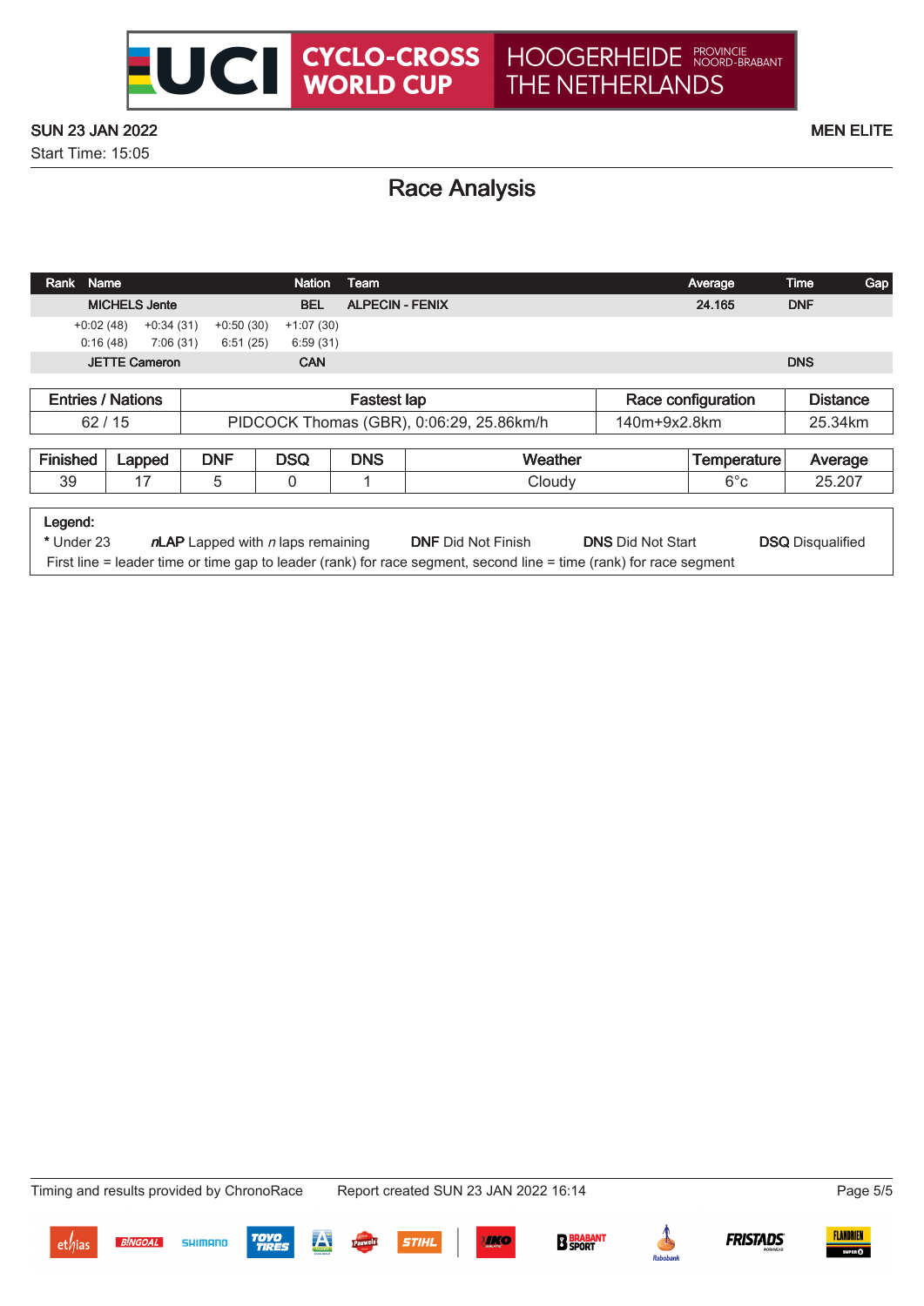SUN 23 JAN 2022

MEN ELITE

Start Time: 15:05

# Race Analysis

| Rank | Name | | | | Nation | Team | Average | Time | Gap |
|---|---|---|---|---|---|---|---|---|---|
| | MICHELS Jente | | | | BEL | ALPECIN - FENIX | 24.165 | DNF | |
| | +0:02 (48) | +0:34 (31) | +0:50 (30) | +1:07 (30) | | | | | |
| | 0:16 (48) | 7:06 (31) | 6:51 (25) | 6:59 (31) | | | | | |
| | JETTE Cameron | | | | CAN | | | DNS | |

| Entries / Nations | Fastest lap | Race configuration | Distance |
|---|---|---|---|
| 62 / 15 | PIDCOCK Thomas (GBR), 0:06:29, 25.86km/h | 140m+9x2.8km | 25.34km |

| Finished | Lapped | DNF | DSQ | DNS | Weather | Temperature | Average |
|---|---|---|---|---|---|---|---|
| 39 | 17 | 5 | 0 | 1 | Cloudy | 6°c | 25.207 |

Legend:
* Under 23 — *n*LAP Lapped with *n* laps remaining — **DNF** Did Not Finish — **DNS** Did Not Start — **DSQ** Disqualified

First line = leader time or time gap to leader (rank) for race segment, second line = time (rank) for race segment

Timing and results provided by ChronoRace

Report created SUN 23 JAN 2022 16:14